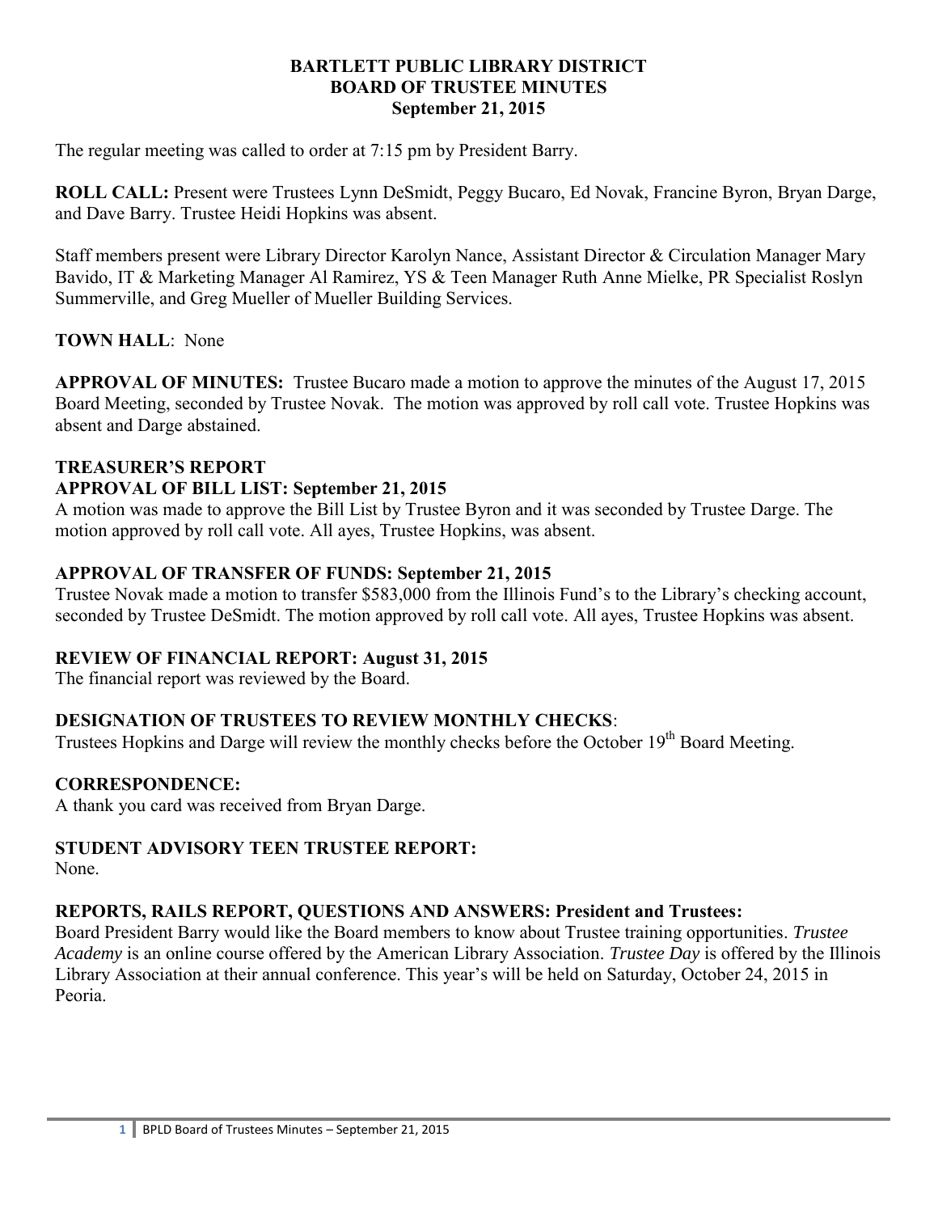**BARTLETT PUBLIC LIBRARY DISTRICT**
**BOARD OF TRUSTEE MINUTES**
**September 21, 2015**

The regular meeting was called to order at 7:15 pm by President Barry.

**ROLL CALL:** Present were Trustees Lynn DeSmidt, Peggy Bucaro, Ed Novak, Francine Byron, Bryan Darge, and Dave Barry. Trustee Heidi Hopkins was absent.

Staff members present were Library Director Karolyn Nance, Assistant Director & Circulation Manager Mary Bavido, IT & Marketing Manager Al Ramirez, YS & Teen Manager Ruth Anne Mielke, PR Specialist Roslyn Summerville, and Greg Mueller of Mueller Building Services.

**TOWN HALL**: None

**APPROVAL OF MINUTES:** Trustee Bucaro made a motion to approve the minutes of the August 17, 2015 Board Meeting, seconded by Trustee Novak. The motion was approved by roll call vote. Trustee Hopkins was absent and Darge abstained.

**TREASURER'S REPORT**

**APPROVAL OF BILL LIST: September 21, 2015**

A motion was made to approve the Bill List by Trustee Byron and it was seconded by Trustee Darge. The motion approved by roll call vote. All ayes, Trustee Hopkins, was absent.

**APPROVAL OF TRANSFER OF FUNDS: September 21, 2015**

Trustee Novak made a motion to transfer $583,000 from the Illinois Fund's to the Library's checking account, seconded by Trustee DeSmidt. The motion approved by roll call vote. All ayes, Trustee Hopkins was absent.

**REVIEW OF FINANCIAL REPORT: August 31, 2015**

The financial report was reviewed by the Board.

**DESIGNATION OF TRUSTEES TO REVIEW MONTHLY CHECKS**:

Trustees Hopkins and Darge will review the monthly checks before the October 19th Board Meeting.

**CORRESPONDENCE:**

A thank you card was received from Bryan Darge.

**STUDENT ADVISORY TEEN TRUSTEE REPORT:**

None.

**REPORTS, RAILS REPORT, QUESTIONS AND ANSWERS: President and Trustees:**

Board President Barry would like the Board members to know about Trustee training opportunities. *Trustee Academy* is an online course offered by the American Library Association. *Trustee Day* is offered by the Illinois Library Association at their annual conference. This year's will be held on Saturday, October 24, 2015 in Peoria.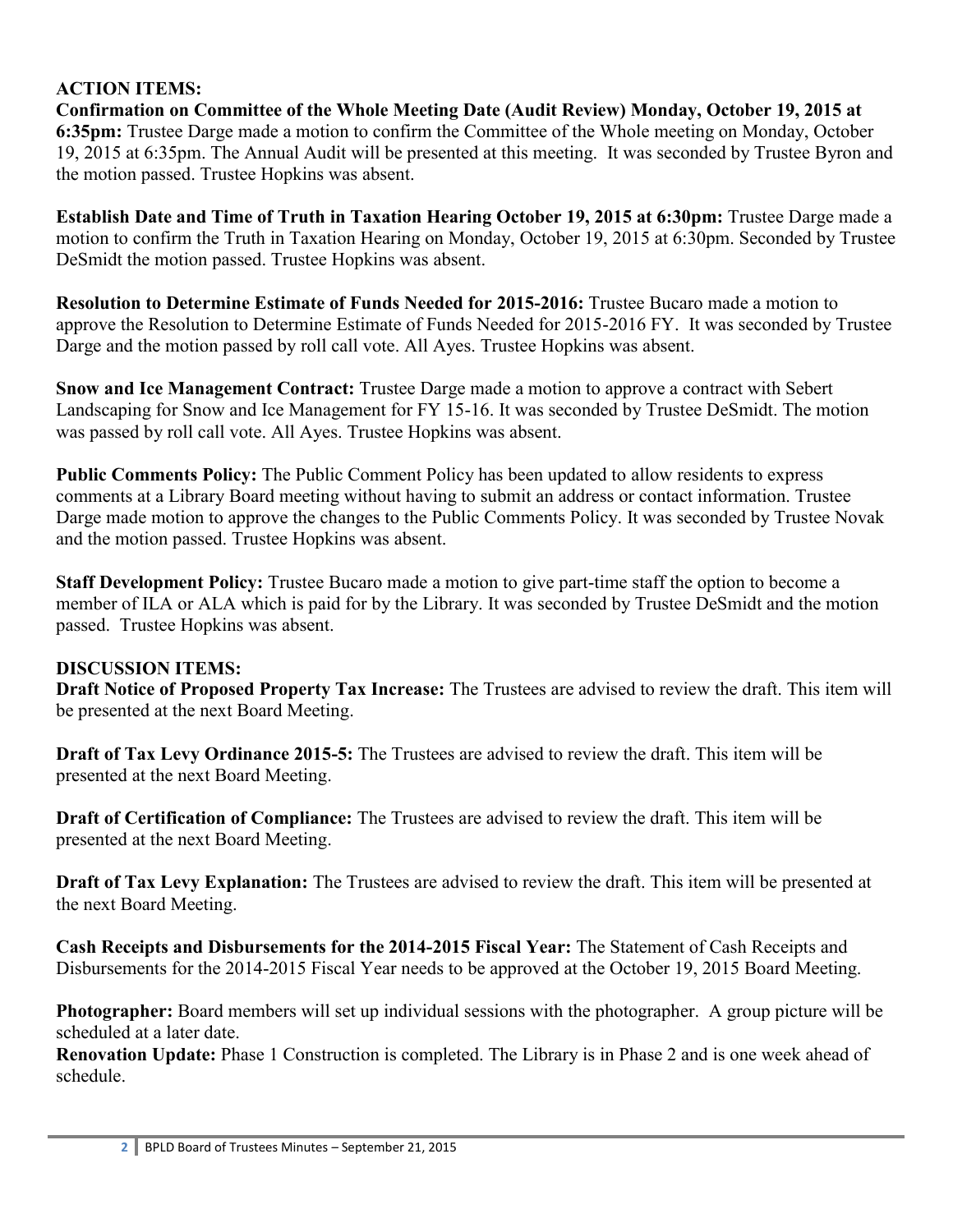**ACTION ITEMS:**

**Confirmation on Committee of the Whole Meeting Date (Audit Review) Monday, October 19, 2015 at 6:35pm:** Trustee Darge made a motion to confirm the Committee of the Whole meeting on Monday, October 19, 2015 at 6:35pm. The Annual Audit will be presented at this meeting. It was seconded by Trustee Byron and the motion passed. Trustee Hopkins was absent.

**Establish Date and Time of Truth in Taxation Hearing October 19, 2015 at 6:30pm:** Trustee Darge made a motion to confirm the Truth in Taxation Hearing on Monday, October 19, 2015 at 6:30pm. Seconded by Trustee DeSmidt the motion passed. Trustee Hopkins was absent.

**Resolution to Determine Estimate of Funds Needed for 2015-2016:** Trustee Bucaro made a motion to approve the Resolution to Determine Estimate of Funds Needed for 2015-2016 FY. It was seconded by Trustee Darge and the motion passed by roll call vote. All Ayes. Trustee Hopkins was absent.

**Snow and Ice Management Contract:** Trustee Darge made a motion to approve a contract with Sebert Landscaping for Snow and Ice Management for FY 15-16. It was seconded by Trustee DeSmidt. The motion was passed by roll call vote. All Ayes. Trustee Hopkins was absent.

**Public Comments Policy:** The Public Comment Policy has been updated to allow residents to express comments at a Library Board meeting without having to submit an address or contact information. Trustee Darge made motion to approve the changes to the Public Comments Policy. It was seconded by Trustee Novak and the motion passed. Trustee Hopkins was absent.

**Staff Development Policy:** Trustee Bucaro made a motion to give part-time staff the option to become a member of ILA or ALA which is paid for by the Library. It was seconded by Trustee DeSmidt and the motion passed. Trustee Hopkins was absent.

**DISCUSSION ITEMS:**

**Draft Notice of Proposed Property Tax Increase:** The Trustees are advised to review the draft. This item will be presented at the next Board Meeting.

**Draft of Tax Levy Ordinance 2015-5:** The Trustees are advised to review the draft. This item will be presented at the next Board Meeting.

**Draft of Certification of Compliance:** The Trustees are advised to review the draft. This item will be presented at the next Board Meeting.

**Draft of Tax Levy Explanation:** The Trustees are advised to review the draft. This item will be presented at the next Board Meeting.

**Cash Receipts and Disbursements for the 2014-2015 Fiscal Year:** The Statement of Cash Receipts and Disbursements for the 2014-2015 Fiscal Year needs to be approved at the October 19, 2015 Board Meeting.

**Photographer:** Board members will set up individual sessions with the photographer. A group picture will be scheduled at a later date.

**Renovation Update:** Phase 1 Construction is completed. The Library is in Phase 2 and is one week ahead of schedule.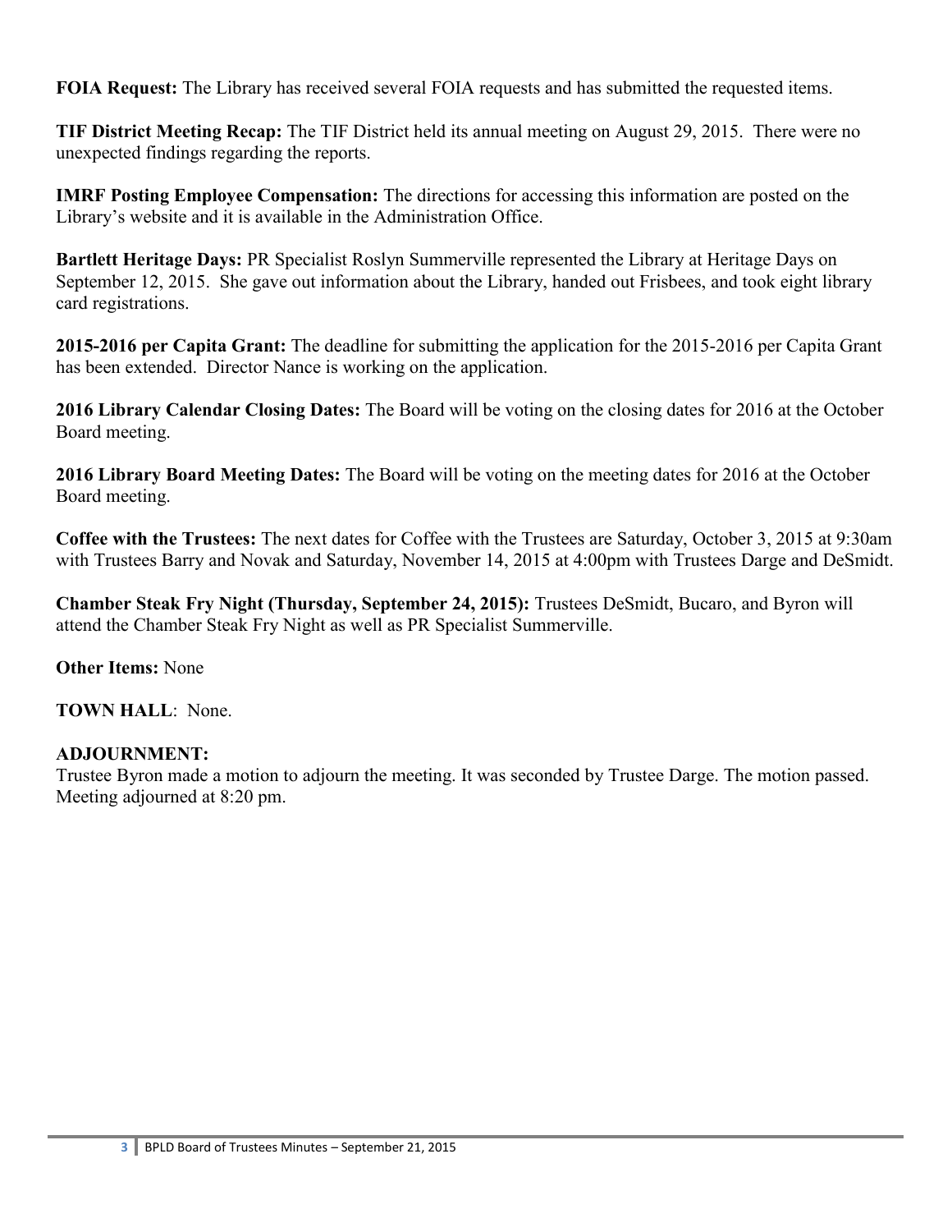**FOIA Request:** The Library has received several FOIA requests and has submitted the requested items.

**TIF District Meeting Recap:** The TIF District held its annual meeting on August 29, 2015. There were no unexpected findings regarding the reports.

**IMRF Posting Employee Compensation:** The directions for accessing this information are posted on the Library's website and it is available in the Administration Office.

**Bartlett Heritage Days:** PR Specialist Roslyn Summerville represented the Library at Heritage Days on September 12, 2015. She gave out information about the Library, handed out Frisbees, and took eight library card registrations.

**2015-2016 per Capita Grant:** The deadline for submitting the application for the 2015-2016 per Capita Grant has been extended. Director Nance is working on the application.

**2016 Library Calendar Closing Dates:** The Board will be voting on the closing dates for 2016 at the October Board meeting.

**2016 Library Board Meeting Dates:** The Board will be voting on the meeting dates for 2016 at the October Board meeting.

**Coffee with the Trustees:** The next dates for Coffee with the Trustees are Saturday, October 3, 2015 at 9:30am with Trustees Barry and Novak and Saturday, November 14, 2015 at 4:00pm with Trustees Darge and DeSmidt.

**Chamber Steak Fry Night (Thursday, September 24, 2015):** Trustees DeSmidt, Bucaro, and Byron will attend the Chamber Steak Fry Night as well as PR Specialist Summerville.

**Other Items:** None

**TOWN HALL**: None.

**ADJOURNMENT:**
Trustee Byron made a motion to adjourn the meeting. It was seconded by Trustee Darge. The motion passed. Meeting adjourned at 8:20 pm.